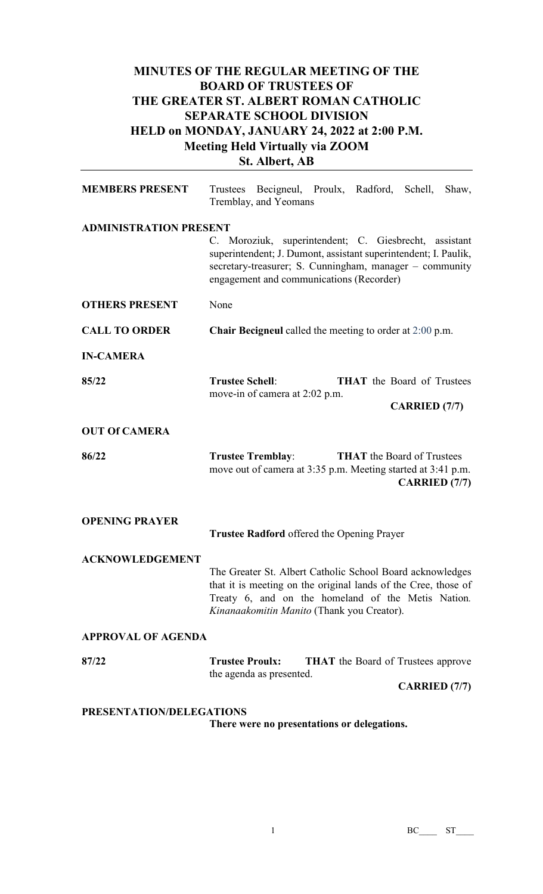# MINUTES OF THE REGULAR MEETING OF THE BOARD OF TRUSTEES OF THE GREATER ST. ALBERT ROMAN CATHOLIC SEPARATE SCHOOL DIVISION HELD on MONDAY, JANUARY 24, 2022 at 2:00 P.M. Meeting Held Virtually via ZOOM St. Albert, AB

**MEMBERS PRESENT** Trustees Becigneul, Proulx, Radford, Schell, Shaw, Tremblay, and Yeomans

**ADMINISTRATION PRESENT**

C. Moroziuk, superintendent; C. Giesbrecht, assistant superintendent; J. Dumont, assistant superintendent; I. Paulik, secretary-treasurer; S. Cunningham, manager – community engagement and communications (Recorder)

**OTHERS PRESENT** None

**CALL TO ORDER** **Chair Becigneul** called the meeting to order at 2:00 p.m.

**IN-CAMERA**

**85/22** **Trustee Schell**: **THAT** the Board of Trustees move-in of camera at 2:02 p.m.

**CARRIED (7/7)**

**OUT Of CAMERA**

**86/22** **Trustee Tremblay**: **THAT** the Board of Trustees move out of camera at 3:35 p.m. Meeting started at 3:41 p.m.

**CARRIED (7/7)**

**OPENING PRAYER**

**Trustee Radford** offered the Opening Prayer

**ACKNOWLEDGEMENT**

The Greater St. Albert Catholic School Board acknowledges that it is meeting on the original lands of the Cree, those of Treaty 6, and on the homeland of the Metis Nation. *Kinanaakomitin Manito* (Thank you Creator).

**APPROVAL OF AGENDA**

**87/22** **Trustee Proulx:** **THAT** the Board of Trustees approve the agenda as presented.

**CARRIED (7/7)**

**PRESENTATION/DELEGATIONS**

**There were no presentations or delegations.**

BC____ ST____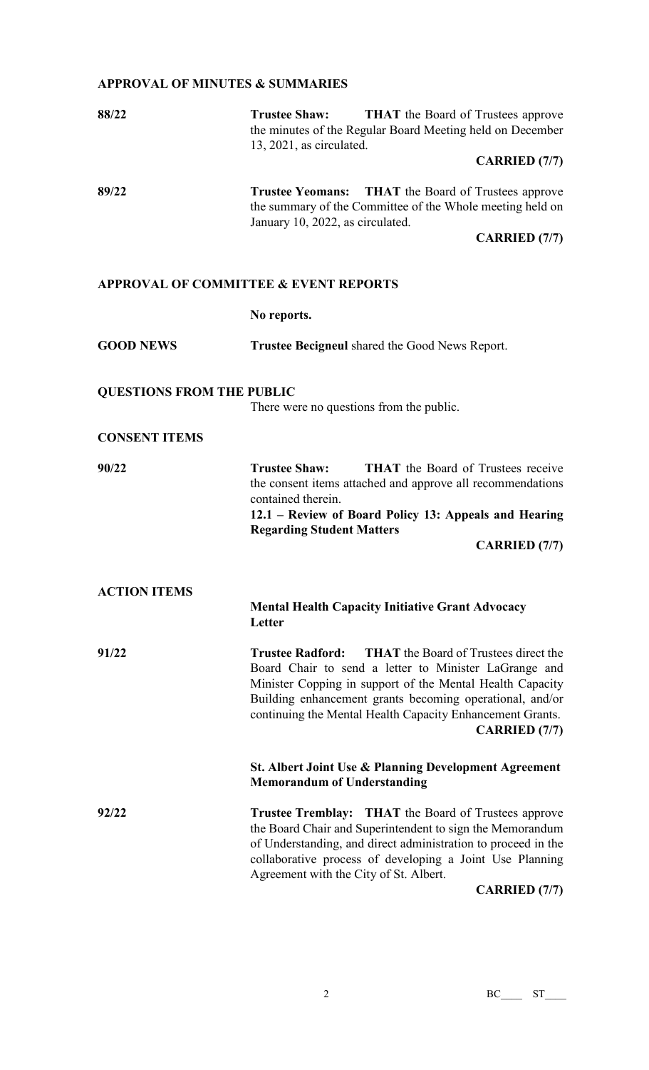## APPROVAL OF MINUTES & SUMMARIES

**88/22** **Trustee Shaw:** **THAT** the Board of Trustees approve the minutes of the Regular Board Meeting held on December 13, 2021, as circulated.

**CARRIED (7/7)**

**89/22** **Trustee Yeomans:** **THAT** the Board of Trustees approve the summary of the Committee of the Whole meeting held on January 10, 2022, as circulated.

**CARRIED (7/7)**

## APPROVAL OF COMMITTEE & EVENT REPORTS

**No reports.**

**GOOD NEWS** **Trustee Becigneul** shared the Good News Report.

## QUESTIONS FROM THE PUBLIC

There were no questions from the public.

## CONSENT ITEMS

**90/22** **Trustee Shaw:** **THAT** the Board of Trustees receive the consent items attached and approve all recommendations contained therein.

**12.1 – Review of Board Policy 13: Appeals and Hearing Regarding Student Matters**

**CARRIED (7/7)**

## ACTION ITEMS

**Mental Health Capacity Initiative Grant Advocacy Letter**

**91/22** **Trustee Radford:** **THAT** the Board of Trustees direct the Board Chair to send a letter to Minister LaGrange and Minister Copping in support of the Mental Health Capacity Building enhancement grants becoming operational, and/or continuing the Mental Health Capacity Enhancement Grants.

**CARRIED (7/7)**

**St. Albert Joint Use & Planning Development Agreement Memorandum of Understanding**

**92/22** **Trustee Tremblay:** **THAT** the Board of Trustees approve the Board Chair and Superintendent to sign the Memorandum of Understanding, and direct administration to proceed in the collaborative process of developing a Joint Use Planning Agreement with the City of St. Albert.

**CARRIED (7/7)**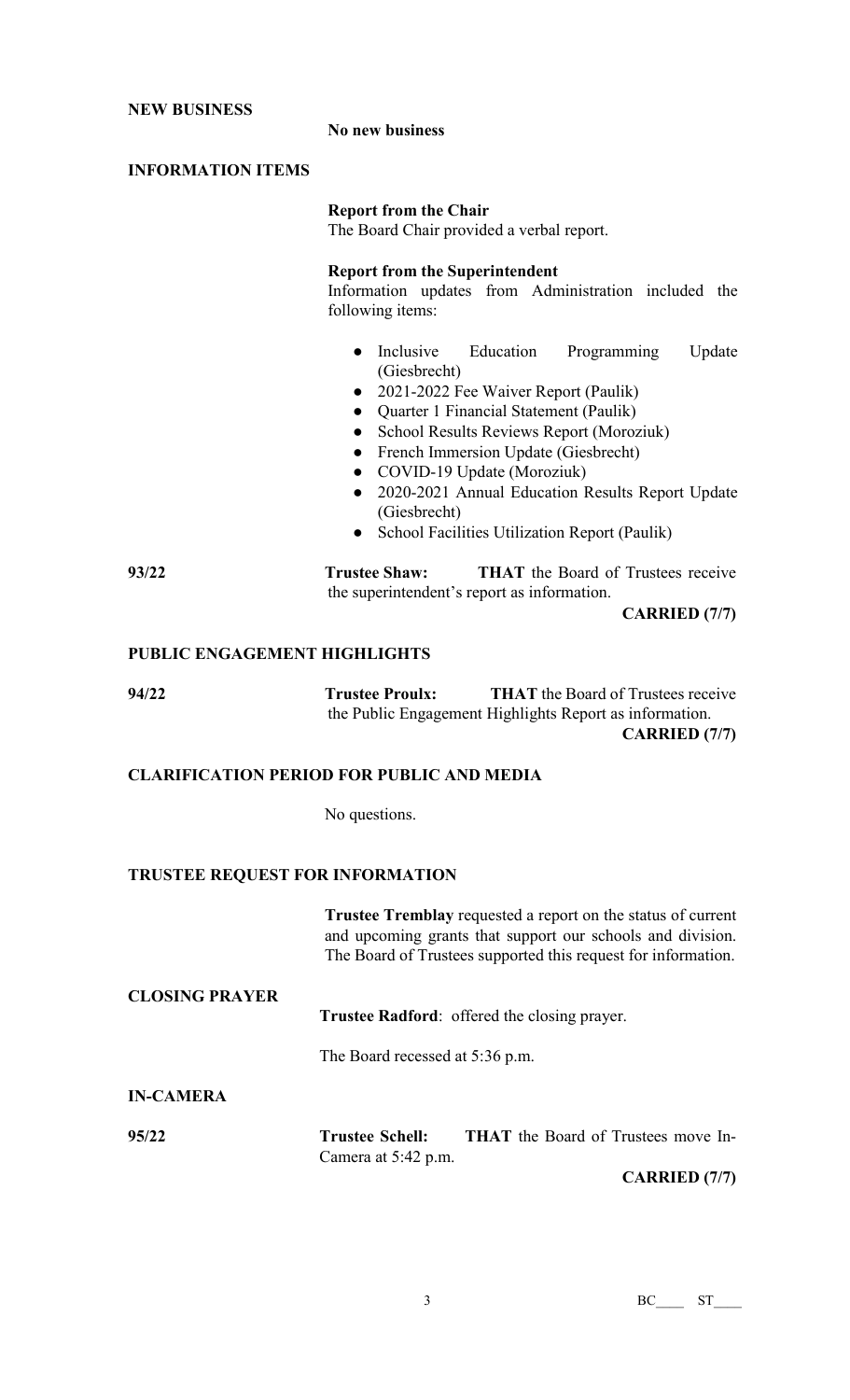## NEW BUSINESS

**No new business**

## INFORMATION ITEMS

**Report from the Chair**
The Board Chair provided a verbal report.

**Report from the Superintendent**
Information updates from Administration included the following items:

- Inclusive Education Programming Update (Giesbrecht)
- 2021-2022 Fee Waiver Report (Paulik)
- Quarter 1 Financial Statement (Paulik)
- School Results Reviews Report (Moroziuk)
- French Immersion Update (Giesbrecht)
- COVID-19 Update (Moroziuk)
- 2020-2021 Annual Education Results Report Update (Giesbrecht)
- School Facilities Utilization Report (Paulik)

**93/22** **Trustee Shaw:** **THAT** the Board of Trustees receive the superintendent's report as information.

**CARRIED (7/7)**

## PUBLIC ENGAGEMENT HIGHLIGHTS

**94/22** **Trustee Proulx:** **THAT** the Board of Trustees receive the Public Engagement Highlights Report as information.

**CARRIED (7/7)**

## CLARIFICATION PERIOD FOR PUBLIC AND MEDIA

No questions.

## TRUSTEE REQUEST FOR INFORMATION

**Trustee Tremblay** requested a report on the status of current and upcoming grants that support our schools and division. The Board of Trustees supported this request for information.

## CLOSING PRAYER

**Trustee Radford**: offered the closing prayer.

The Board recessed at 5:36 p.m.

## IN-CAMERA

**95/22** **Trustee Schell:** **THAT** the Board of Trustees move In-Camera at 5:42 p.m.

**CARRIED (7/7)**

BC____ ST____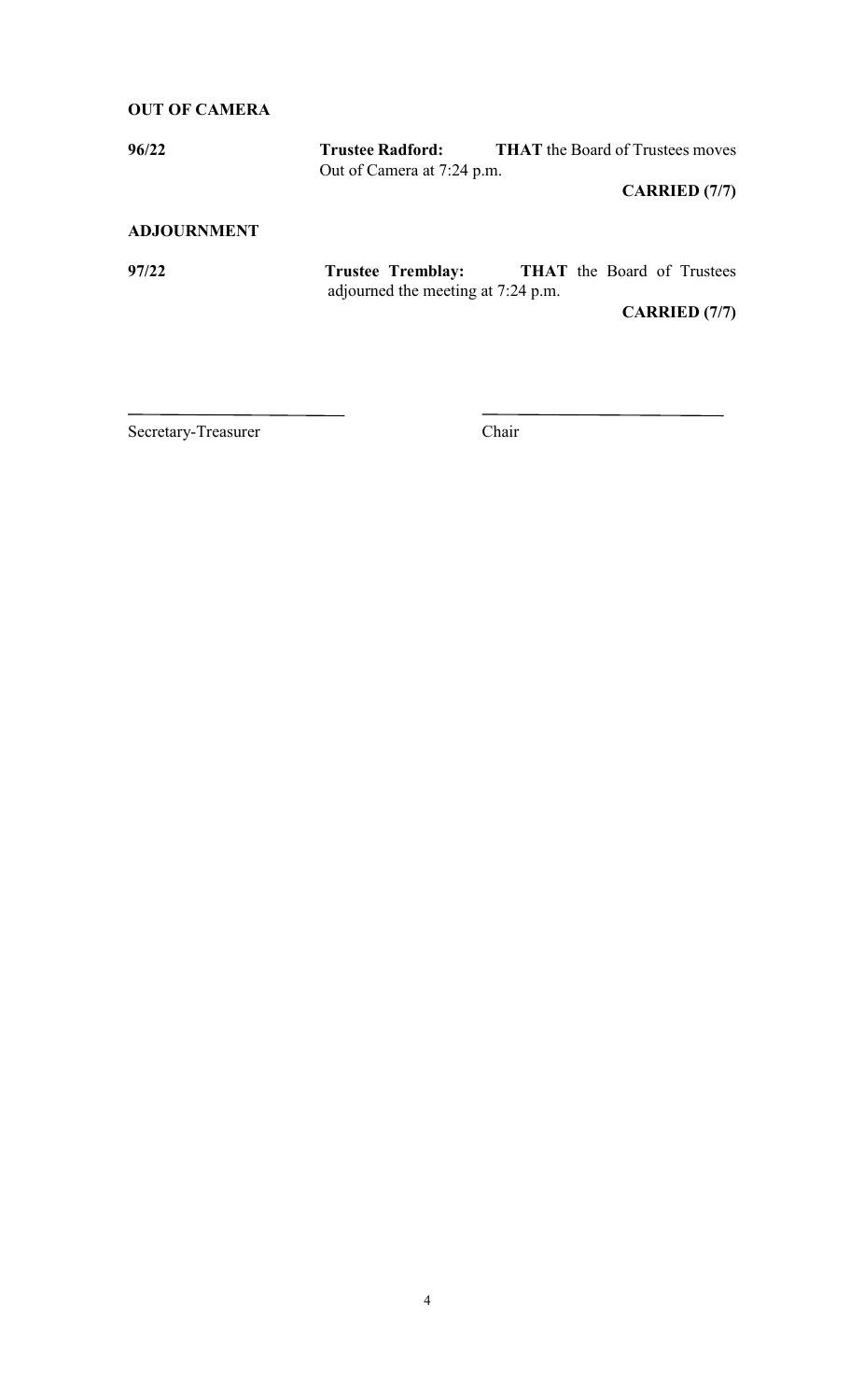**OUT OF CAMERA**

**96/22** **Trustee Radford:** **THAT** the Board of Trustees moves Out of Camera at 7:24 p.m.

**CARRIED (7/7)**

**ADJOURNMENT**

**97/22** **Trustee Tremblay:** **THAT** the Board of Trustees adjourned the meeting at 7:24 p.m.

**CARRIED (7/7)**

\_\_\_\_\_\_\_\_\_\_\_\_\_\_\_\_\_\_\_\_\_\_\_\_\_\_ \_\_\_\_\_\_\_\_\_\_\_\_\_\_\_\_\_\_\_\_\_\_\_\_\_\_

Secretary-Treasurer Chair